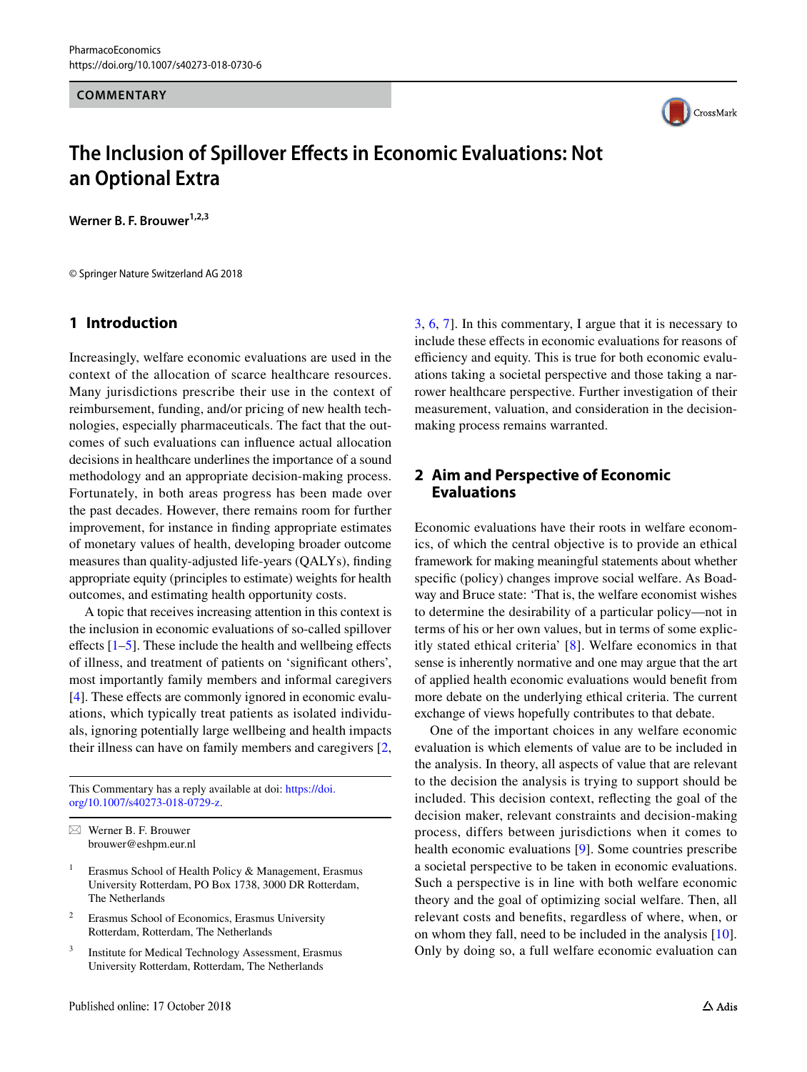COMMENTARY

# The Inclusion of Spillover Effects in Economic Evaluations: Not an Optional Extra

**Werner B. F. Brouwer**[1,2,3]

© Springer Nature Switzerland AG 2018

## 1 Introduction

Increasingly, welfare economic evaluations are used in the context of the allocation of scarce healthcare resources. Many jurisdictions prescribe their use in the context of reimbursement, funding, and/or pricing of new health technologies, especially pharmaceuticals. The fact that the outcomes of such evaluations can influence actual allocation decisions in healthcare underlines the importance of a sound methodology and an appropriate decision-making process. Fortunately, in both areas progress has been made over the past decades. However, there remains room for further improvement, for instance in finding appropriate estimates of monetary values of health, developing broader outcome measures than quality-adjusted life-years (QALYs), finding appropriate equity (principles to estimate) weights for health outcomes, and estimating health opportunity costs.

A topic that receives increasing attention in this context is the inclusion in economic evaluations of so-called spillover effects [1–5]. These include the health and wellbeing effects of illness, and treatment of patients on 'significant others', most importantly family members and informal caregivers [4]. These effects are commonly ignored in economic evaluations, which typically treat patients as isolated individuals, ignoring potentially large wellbeing and health impacts their illness can have on family members and caregivers [2, 3, 6, 7]. In this commentary, I argue that it is necessary to include these effects in economic evaluations for reasons of efficiency and equity. This is true for both economic evaluations taking a societal perspective and those taking a narrower healthcare perspective. Further investigation of their measurement, valuation, and consideration in the decision-making process remains warranted.

## 2 Aim and Perspective of Economic Evaluations

Economic evaluations have their roots in welfare economics, of which the central objective is to provide an ethical framework for making meaningful statements about whether specific (policy) changes improve social welfare. As Boadway and Bruce state: 'That is, the welfare economist wishes to determine the desirability of a particular policy—not in terms of his or her own values, but in terms of some explicitly stated ethical criteria' [8]. Welfare economics in that sense is inherently normative and one may argue that the art of applied health economic evaluations would benefit from more debate on the underlying ethical criteria. The current exchange of views hopefully contributes to that debate.

One of the important choices in any welfare economic evaluation is which elements of value are to be included in the analysis. In theory, all aspects of value that are relevant to the decision the analysis is trying to support should be included. This decision context, reflecting the goal of the decision maker, relevant constraints and decision-making process, differs between jurisdictions when it comes to health economic evaluations [9]. Some countries prescribe a societal perspective to be taken in economic evaluations. Such a perspective is in line with both welfare economic theory and the goal of optimizing social welfare. Then, all relevant costs and benefits, regardless of where, when, or on whom they fall, need to be included in the analysis [10]. Only by doing so, a full welfare economic evaluation can

---

This Commentary has a reply available at doi: https://doi.org/10.1007/s40273-018-0729-z.

✉ Werner B. F. Brouwer
brouwer@eshpm.eur.nl

1 Erasmus School of Health Policy & Management, Erasmus University Rotterdam, PO Box 1738, 3000 DR Rotterdam, The Netherlands

2 Erasmus School of Economics, Erasmus University Rotterdam, Rotterdam, The Netherlands

3 Institute for Medical Technology Assessment, Erasmus University Rotterdam, Rotterdam, The Netherlands

Published online: 17 October 2018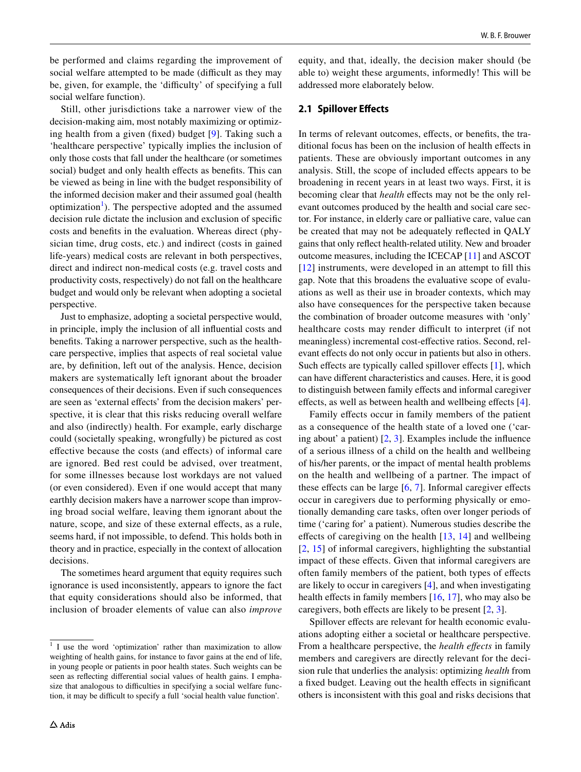be performed and claims regarding the improvement of social welfare attempted to be made (difficult as they may be, given, for example, the 'difficulty' of specifying a full social welfare function).

Still, other jurisdictions take a narrower view of the decision-making aim, most notably maximizing or optimizing health from a given (fixed) budget [9]. Taking such a 'healthcare perspective' typically implies the inclusion of only those costs that fall under the healthcare (or sometimes social) budget and only health effects as benefits. This can be viewed as being in line with the budget responsibility of the informed decision maker and their assumed goal (health optimization[1]). The perspective adopted and the assumed decision rule dictate the inclusion and exclusion of specific costs and benefits in the evaluation. Whereas direct (physician time, drug costs, etc.) and indirect (costs in gained life-years) medical costs are relevant in both perspectives, direct and indirect non-medical costs (e.g. travel costs and productivity costs, respectively) do not fall on the healthcare budget and would only be relevant when adopting a societal perspective.

Just to emphasize, adopting a societal perspective would, in principle, imply the inclusion of all influential costs and benefits. Taking a narrower perspective, such as the healthcare perspective, implies that aspects of real societal value are, by definition, left out of the analysis. Hence, decision makers are systematically left ignorant about the broader consequences of their decisions. Even if such consequences are seen as 'external effects' from the decision makers' perspective, it is clear that this risks reducing overall welfare and also (indirectly) health. For example, early discharge could (societally speaking, wrongfully) be pictured as cost effective because the costs (and effects) of informal care are ignored. Bed rest could be advised, over treatment, for some illnesses because lost workdays are not valued (or even considered). Even if one would accept that many earthly decision makers have a narrower scope than improving broad social welfare, leaving them ignorant about the nature, scope, and size of these external effects, as a rule, seems hard, if not impossible, to defend. This holds both in theory and in practice, especially in the context of allocation decisions.

The sometimes heard argument that equity requires such ignorance is used inconsistently, appears to ignore the fact that equity considerations should also be informed, that inclusion of broader elements of value can also *improve* equity, and that, ideally, the decision maker should (be able to) weight these arguments, informedly! This will be addressed more elaborately below.

### 2.1 Spillover Effects

In terms of relevant outcomes, effects, or benefits, the traditional focus has been on the inclusion of health effects in patients. These are obviously important outcomes in any analysis. Still, the scope of included effects appears to be broadening in recent years in at least two ways. First, it is becoming clear that *health* effects may not be the only relevant outcomes produced by the health and social care sector. For instance, in elderly care or palliative care, value can be created that may not be adequately reflected in QALY gains that only reflect health-related utility. New and broader outcome measures, including the ICECAP [11] and ASCOT [12] instruments, were developed in an attempt to fill this gap. Note that this broadens the evaluative scope of evaluations as well as their use in broader contexts, which may also have consequences for the perspective taken because the combination of broader outcome measures with 'only' healthcare costs may render difficult to interpret (if not meaningless) incremental cost-effective ratios. Second, relevant effects do not only occur in patients but also in others. Such effects are typically called spillover effects [1], which can have different characteristics and causes. Here, it is good to distinguish between family effects and informal caregiver effects, as well as between health and wellbeing effects [4].

Family effects occur in family members of the patient as a consequence of the health state of a loved one ('caring about' a patient) [2, 3]. Examples include the influence of a serious illness of a child on the health and wellbeing of his/her parents, or the impact of mental health problems on the health and wellbeing of a partner. The impact of these effects can be large [6, 7]. Informal caregiver effects occur in caregivers due to performing physically or emotionally demanding care tasks, often over longer periods of time ('caring for' a patient). Numerous studies describe the effects of caregiving on the health [13, 14] and wellbeing [2, 15] of informal caregivers, highlighting the substantial impact of these effects. Given that informal caregivers are often family members of the patient, both types of effects are likely to occur in caregivers [4], and when investigating health effects in family members [16, 17], who may also be caregivers, both effects are likely to be present [2, 3].

Spillover effects are relevant for health economic evaluations adopting either a societal or healthcare perspective. From a healthcare perspective, the *health effects* in family members and caregivers are directly relevant for the decision rule that underlies the analysis: optimizing *health* from a fixed budget. Leaving out the health effects in significant others is inconsistent with this goal and risks decisions that

[1] I use the word 'optimization' rather than maximization to allow weighting of health gains, for instance to favor gains at the end of life, in young people or patients in poor health states. Such weights can be seen as reflecting differential social values of health gains. I emphasize that analogous to difficulties in specifying a social welfare function, it may be difficult to specify a full 'social health value function'.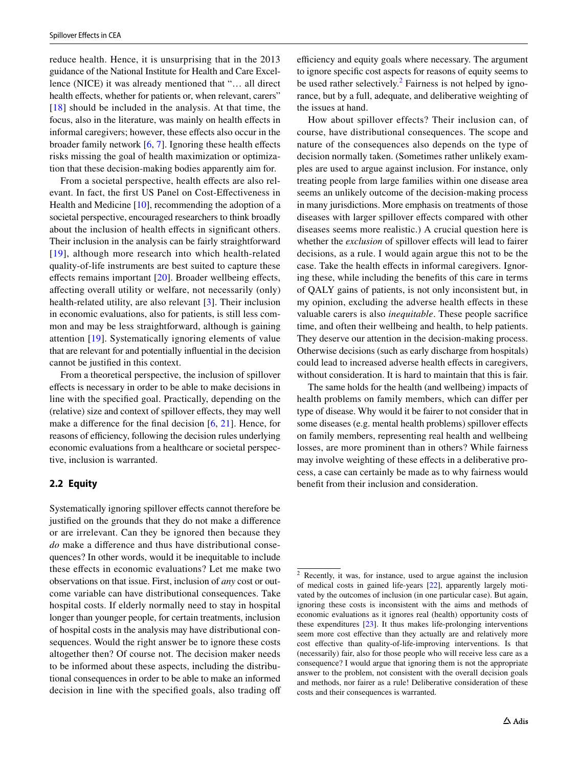reduce health. Hence, it is unsurprising that in the 2013 guidance of the National Institute for Health and Care Excellence (NICE) it was already mentioned that "… all direct health effects, whether for patients or, when relevant, carers" [18] should be included in the analysis. At that time, the focus, also in the literature, was mainly on health effects in informal caregivers; however, these effects also occur in the broader family network [6, 7]. Ignoring these health effects risks missing the goal of health maximization or optimization that these decision-making bodies apparently aim for.

From a societal perspective, health effects are also relevant. In fact, the first US Panel on Cost-Effectiveness in Health and Medicine [10], recommending the adoption of a societal perspective, encouraged researchers to think broadly about the inclusion of health effects in significant others. Their inclusion in the analysis can be fairly straightforward [19], although more research into which health-related quality-of-life instruments are best suited to capture these effects remains important [20]. Broader wellbeing effects, affecting overall utility or welfare, not necessarily (only) health-related utility, are also relevant [3]. Their inclusion in economic evaluations, also for patients, is still less common and may be less straightforward, although is gaining attention [19]. Systematically ignoring elements of value that are relevant for and potentially influential in the decision cannot be justified in this context.

From a theoretical perspective, the inclusion of spillover effects is necessary in order to be able to make decisions in line with the specified goal. Practically, depending on the (relative) size and context of spillover effects, they may well make a difference for the final decision [6, 21]. Hence, for reasons of efficiency, following the decision rules underlying economic evaluations from a healthcare or societal perspective, inclusion is warranted.

## 2.2 Equity

Systematically ignoring spillover effects cannot therefore be justified on the grounds that they do not make a difference or are irrelevant. Can they be ignored then because they *do* make a difference and thus have distributional consequences? In other words, would it be inequitable to include these effects in economic evaluations? Let me make two observations on that issue. First, inclusion of *any* cost or outcome variable can have distributional consequences. Take hospital costs. If elderly normally need to stay in hospital longer than younger people, for certain treatments, inclusion of hospital costs in the analysis may have distributional consequences. Would the right answer be to ignore these costs altogether then? Of course not. The decision maker needs to be informed about these aspects, including the distributional consequences in order to be able to make an informed decision in line with the specified goals, also trading off efficiency and equity goals where necessary. The argument to ignore specific cost aspects for reasons of equity seems to be used rather selectively.[2] Fairness is not helped by ignorance, but by a full, adequate, and deliberative weighting of the issues at hand.

How about spillover effects? Their inclusion can, of course, have distributional consequences. The scope and nature of the consequences also depends on the type of decision normally taken. (Sometimes rather unlikely examples are used to argue against inclusion. For instance, only treating people from large families within one disease area seems an unlikely outcome of the decision-making process in many jurisdictions. More emphasis on treatments of those diseases with larger spillover effects compared with other diseases seems more realistic.) A crucial question here is whether the *exclusion* of spillover effects will lead to fairer decisions, as a rule. I would again argue this not to be the case. Take the health effects in informal caregivers. Ignoring these, while including the benefits of this care in terms of QALY gains of patients, is not only inconsistent but, in my opinion, excluding the adverse health effects in these valuable carers is also *inequitable*. These people sacrifice time, and often their wellbeing and health, to help patients. They deserve our attention in the decision-making process. Otherwise decisions (such as early discharge from hospitals) could lead to increased adverse health effects in caregivers, without consideration. It is hard to maintain that this is fair.

The same holds for the health (and wellbeing) impacts of health problems on family members, which can differ per type of disease. Why would it be fairer to not consider that in some diseases (e.g. mental health problems) spillover effects on family members, representing real health and wellbeing losses, are more prominent than in others? While fairness may involve weighting of these effects in a deliberative process, a case can certainly be made as to why fairness would benefit from their inclusion and consideration.

[2] Recently, it was, for instance, used to argue against the inclusion of medical costs in gained life-years [22], apparently largely motivated by the outcomes of inclusion (in one particular case). But again, ignoring these costs is inconsistent with the aims and methods of economic evaluations as it ignores real (health) opportunity costs of these expenditures [23]. It thus makes life-prolonging interventions seem more cost effective than they actually are and relatively more cost effective than quality-of-life-improving interventions. Is that (necessarily) fair, also for those people who will receive less care as a consequence? I would argue that ignoring them is not the appropriate answer to the problem, not consistent with the overall decision goals and methods, nor fairer as a rule! Deliberative consideration of these costs and their consequences is warranted.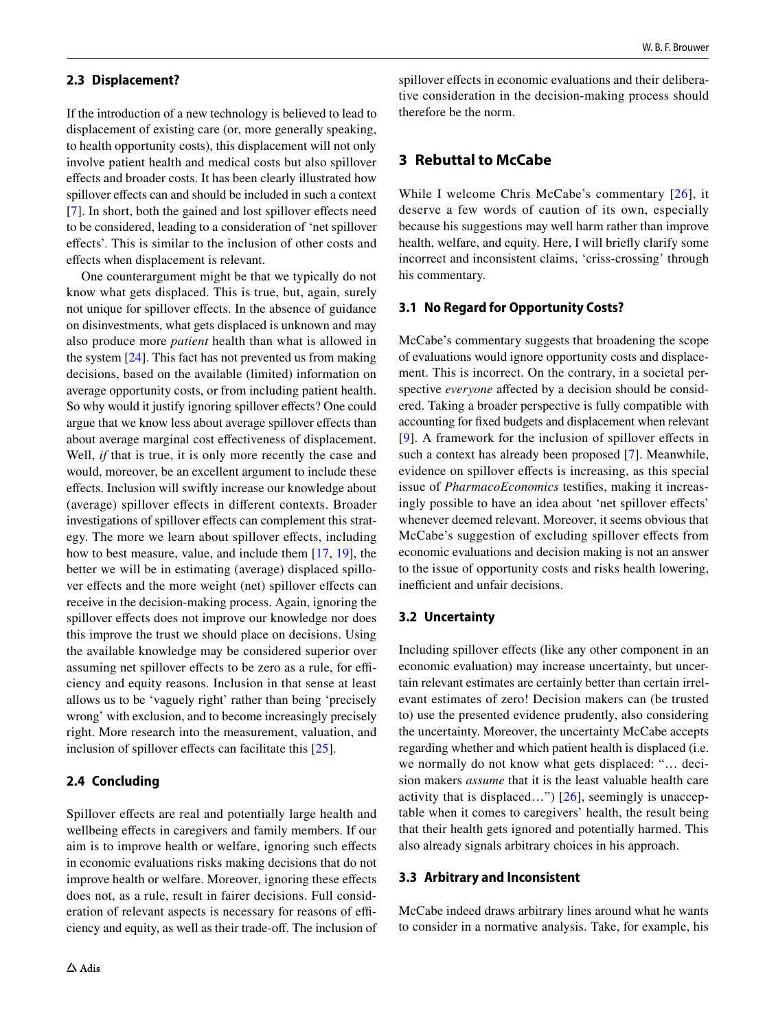### 2.3 Displacement?

If the introduction of a new technology is believed to lead to displacement of existing care (or, more generally speaking, to health opportunity costs), this displacement will not only involve patient health and medical costs but also spillover effects and broader costs. It has been clearly illustrated how spillover effects can and should be included in such a context [7]. In short, both the gained and lost spillover effects need to be considered, leading to a consideration of 'net spillover effects'. This is similar to the inclusion of other costs and effects when displacement is relevant.

One counterargument might be that we typically do not know what gets displaced. This is true, but, again, surely not unique for spillover effects. In the absence of guidance on disinvestments, what gets displaced is unknown and may also produce more *patient* health than what is allowed in the system [24]. This fact has not prevented us from making decisions, based on the available (limited) information on average opportunity costs, or from including patient health. So why would it justify ignoring spillover effects? One could argue that we know less about average spillover effects than about average marginal cost effectiveness of displacement. Well, *if* that is true, it is only more recently the case and would, moreover, be an excellent argument to include these effects. Inclusion will swiftly increase our knowledge about (average) spillover effects in different contexts. Broader investigations of spillover effects can complement this strategy. The more we learn about spillover effects, including how to best measure, value, and include them [17, 19], the better we will be in estimating (average) displaced spillover effects and the more weight (net) spillover effects can receive in the decision-making process. Again, ignoring the spillover effects does not improve our knowledge nor does this improve the trust we should place on decisions. Using the available knowledge may be considered superior over assuming net spillover effects to be zero as a rule, for efficiency and equity reasons. Inclusion in that sense at least allows us to be 'vaguely right' rather than being 'precisely wrong' with exclusion, and to become increasingly precisely right. More research into the measurement, valuation, and inclusion of spillover effects can facilitate this [25].

### 2.4 Concluding

Spillover effects are real and potentially large health and wellbeing effects in caregivers and family members. If our aim is to improve health or welfare, ignoring such effects in economic evaluations risks making decisions that do not improve health or welfare. Moreover, ignoring these effects does not, as a rule, result in fairer decisions. Full consideration of relevant aspects is necessary for reasons of efficiency and equity, as well as their trade-off. The inclusion of spillover effects in economic evaluations and their deliberative consideration in the decision-making process should therefore be the norm.

## 3 Rebuttal to McCabe

While I welcome Chris McCabe's commentary [26], it deserve a few words of caution of its own, especially because his suggestions may well harm rather than improve health, welfare, and equity. Here, I will briefly clarify some incorrect and inconsistent claims, 'criss-crossing' through his commentary.

### 3.1 No Regard for Opportunity Costs?

McCabe's commentary suggests that broadening the scope of evaluations would ignore opportunity costs and displacement. This is incorrect. On the contrary, in a societal perspective *everyone* affected by a decision should be considered. Taking a broader perspective is fully compatible with accounting for fixed budgets and displacement when relevant [9]. A framework for the inclusion of spillover effects in such a context has already been proposed [7]. Meanwhile, evidence on spillover effects is increasing, as this special issue of *PharmacoEconomics* testifies, making it increasingly possible to have an idea about 'net spillover effects' whenever deemed relevant. Moreover, it seems obvious that McCabe's suggestion of excluding spillover effects from economic evaluations and decision making is not an answer to the issue of opportunity costs and risks health lowering, inefficient and unfair decisions.

### 3.2 Uncertainty

Including spillover effects (like any other component in an economic evaluation) may increase uncertainty, but uncertain relevant estimates are certainly better than certain irrelevant estimates of zero! Decision makers can (be trusted to) use the presented evidence prudently, also considering the uncertainty. Moreover, the uncertainty McCabe accepts regarding whether and which patient health is displaced (i.e. we normally do not know what gets displaced: "… decision makers *assume* that it is the least valuable health care activity that is displaced…") [26], seemingly is unacceptable when it comes to caregivers' health, the result being that their health gets ignored and potentially harmed. This also already signals arbitrary choices in his approach.

### 3.3 Arbitrary and Inconsistent

McCabe indeed draws arbitrary lines around what he wants to consider in a normative analysis. Take, for example, his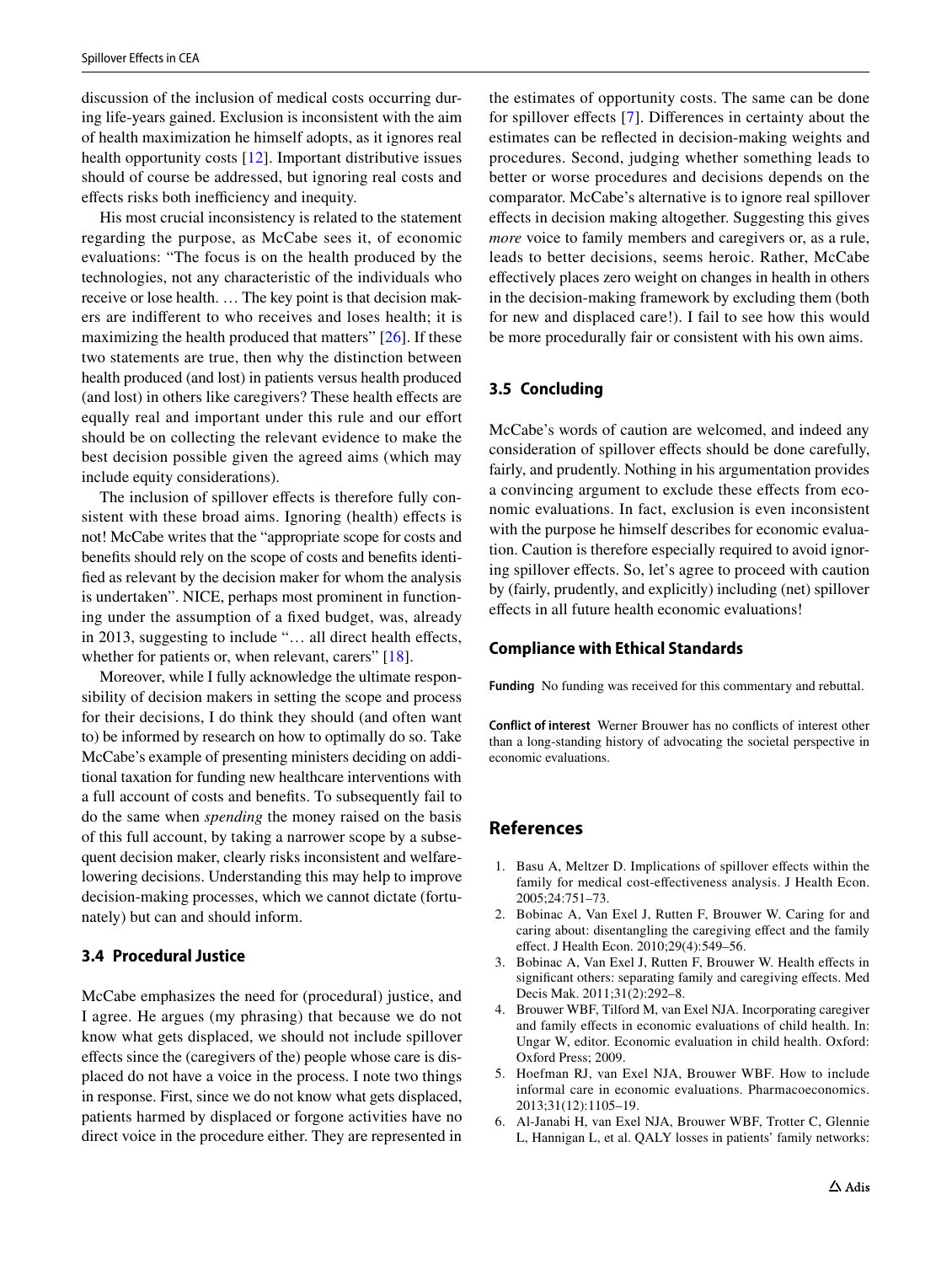discussion of the inclusion of medical costs occurring during life-years gained. Exclusion is inconsistent with the aim of health maximization he himself adopts, as it ignores real health opportunity costs [12]. Important distributive issues should of course be addressed, but ignoring real costs and effects risks both inefficiency and inequity.

His most crucial inconsistency is related to the statement regarding the purpose, as McCabe sees it, of economic evaluations: "The focus is on the health produced by the technologies, not any characteristic of the individuals who receive or lose health. … The key point is that decision makers are indifferent to who receives and loses health; it is maximizing the health produced that matters" [26]. If these two statements are true, then why the distinction between health produced (and lost) in patients versus health produced (and lost) in others like caregivers? These health effects are equally real and important under this rule and our effort should be on collecting the relevant evidence to make the best decision possible given the agreed aims (which may include equity considerations).

The inclusion of spillover effects is therefore fully consistent with these broad aims. Ignoring (health) effects is not! McCabe writes that the "appropriate scope for costs and benefits should rely on the scope of costs and benefits identified as relevant by the decision maker for whom the analysis is undertaken". NICE, perhaps most prominent in functioning under the assumption of a fixed budget, was, already in 2013, suggesting to include "… all direct health effects, whether for patients or, when relevant, carers" [18].

Moreover, while I fully acknowledge the ultimate responsibility of decision makers in setting the scope and process for their decisions, I do think they should (and often want to) be informed by research on how to optimally do so. Take McCabe's example of presenting ministers deciding on additional taxation for funding new healthcare interventions with a full account of costs and benefits. To subsequently fail to do the same when *spending* the money raised on the basis of this full account, by taking a narrower scope by a subsequent decision maker, clearly risks inconsistent and welfare-lowering decisions. Understanding this may help to improve decision-making processes, which we cannot dictate (fortunately) but can and should inform.

### 3.4 Procedural Justice

McCabe emphasizes the need for (procedural) justice, and I agree. He argues (my phrasing) that because we do not know what gets displaced, we should not include spillover effects since the (caregivers of the) people whose care is displaced do not have a voice in the process. I note two things in response. First, since we do not know what gets displaced, patients harmed by displaced or forgone activities have no direct voice in the procedure either. They are represented in the estimates of opportunity costs. The same can be done for spillover effects [7]. Differences in certainty about the estimates can be reflected in decision-making weights and procedures. Second, judging whether something leads to better or worse procedures and decisions depends on the comparator. McCabe's alternative is to ignore real spillover effects in decision making altogether. Suggesting this gives *more* voice to family members and caregivers or, as a rule, leads to better decisions, seems heroic. Rather, McCabe effectively places zero weight on changes in health in others in the decision-making framework by excluding them (both for new and displaced care!). I fail to see how this would be more procedurally fair or consistent with his own aims.

### 3.5 Concluding

McCabe's words of caution are welcomed, and indeed any consideration of spillover effects should be done carefully, fairly, and prudently. Nothing in his argumentation provides a convincing argument to exclude these effects from economic evaluations. In fact, exclusion is even inconsistent with the purpose he himself describes for economic evaluation. Caution is therefore especially required to avoid ignoring spillover effects. So, let's agree to proceed with caution by (fairly, prudently, and explicitly) including (net) spillover effects in all future health economic evaluations!

### Compliance with Ethical Standards

**Funding** No funding was received for this commentary and rebuttal.

**Conflict of interest** Werner Brouwer has no conflicts of interest other than a long-standing history of advocating the societal perspective in economic evaluations.

## References

1. Basu A, Meltzer D. Implications of spillover effects within the family for medical cost-effectiveness analysis. J Health Econ. 2005;24:751–73.
2. Bobinac A, Van Exel J, Rutten F, Brouwer W. Caring for and caring about: disentangling the caregiving effect and the family effect. J Health Econ. 2010;29(4):549–56.
3. Bobinac A, Van Exel J, Rutten F, Brouwer W. Health effects in significant others: separating family and caregiving effects. Med Decis Mak. 2011;31(2):292–8.
4. Brouwer WBF, Tilford M, van Exel NJA. Incorporating caregiver and family effects in economic evaluations of child health. In: Ungar W, editor. Economic evaluation in child health. Oxford: Oxford Press; 2009.
5. Hoefman RJ, van Exel NJA, Brouwer WBF. How to include informal care in economic evaluations. Pharmacoeconomics. 2013;31(12):1105–19.
6. Al-Janabi H, van Exel NJA, Brouwer WBF, Trotter C, Glennie L, Hannigan L, et al. QALY losses in patients' family networks: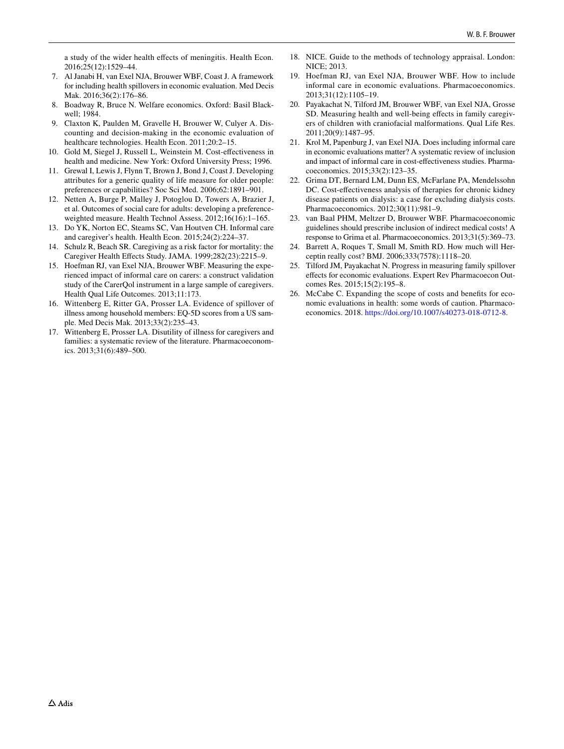a study of the wider health effects of meningitis. Health Econ. 2016;25(12):1529–44.

7. Al Janabi H, van Exel NJA, Brouwer WBF, Coast J. A framework for including health spillovers in economic evaluation. Med Decis Mak. 2016;36(2):176–86.
8. Boadway R, Bruce N. Welfare economics. Oxford: Basil Blackwell; 1984.
9. Claxton K, Paulden M, Gravelle H, Brouwer W, Culyer A. Discounting and decision-making in the economic evaluation of healthcare technologies. Health Econ. 2011;20:2–15.
10. Gold M, Siegel J, Russell L, Weinstein M. Cost-effectiveness in health and medicine. New York: Oxford University Press; 1996.
11. Grewal I, Lewis J, Flynn T, Brown J, Bond J, Coast J. Developing attributes for a generic quality of life measure for older people: preferences or capabilities? Soc Sci Med. 2006;62:1891–901.
12. Netten A, Burge P, Malley J, Potoglou D, Towers A, Brazier J, et al. Outcomes of social care for adults: developing a preference-weighted measure. Health Technol Assess. 2012;16(16):1–165.
13. Do YK, Norton EC, Steams SC, Van Houtven CH. Informal care and caregiver's health. Health Econ. 2015;24(2):224–37.
14. Schulz R, Beach SR. Caregiving as a risk factor for mortality: the Caregiver Health Effects Study. JAMA. 1999;282(23):2215–9.
15. Hoefman RJ, van Exel NJA, Brouwer WBF. Measuring the experienced impact of informal care on carers: a construct validation study of the CarerQol instrument in a large sample of caregivers. Health Qual Life Outcomes. 2013;11:173.
16. Wittenberg E, Ritter GA, Prosser LA. Evidence of spillover of illness among household members: EQ-5D scores from a US sample. Med Decis Mak. 2013;33(2):235–43.
17. Wittenberg E, Prosser LA. Disutility of illness for caregivers and families: a systematic review of the literature. Pharmacoeconomics. 2013;31(6):489–500.
18. NICE. Guide to the methods of technology appraisal. London: NICE; 2013.
19. Hoefman RJ, van Exel NJA, Brouwer WBF. How to include informal care in economic evaluations. Pharmacoeconomics. 2013;31(12):1105–19.
20. Payakachat N, Tilford JM, Brouwer WBF, van Exel NJA, Grosse SD. Measuring health and well-being effects in family caregivers of children with craniofacial malformations. Qual Life Res. 2011;20(9):1487–95.
21. Krol M, Papenburg J, van Exel NJA. Does including informal care in economic evaluations matter? A systematic review of inclusion and impact of informal care in cost-effectiveness studies. Pharmacoeconomics. 2015;33(2):123–35.
22. Grima DT, Bernard LM, Dunn ES, McFarlane PA, Mendelssohn DC. Cost-effectiveness analysis of therapies for chronic kidney disease patients on dialysis: a case for excluding dialysis costs. Pharmacoeconomics. 2012;30(11):981–9.
23. van Baal PHM, Meltzer D, Brouwer WBF. Pharmacoeconomic guidelines should prescribe inclusion of indirect medical costs! A response to Grima et al. Pharmacoeconomics. 2013;31(5):369–73.
24. Barrett A, Roques T, Small M, Smith RD. How much will Herceptin really cost? BMJ. 2006;333(7578):1118–20.
25. Tilford JM, Payakachat N. Progress in measuring family spillover effects for economic evaluations. Expert Rev Pharmacoecon Outcomes Res. 2015;15(2):195–8.
26. McCabe C. Expanding the scope of costs and benefits for economic evaluations in health: some words of caution. Pharmacoeconomics. 2018. https://doi.org/10.1007/s40273-018-0712-8.